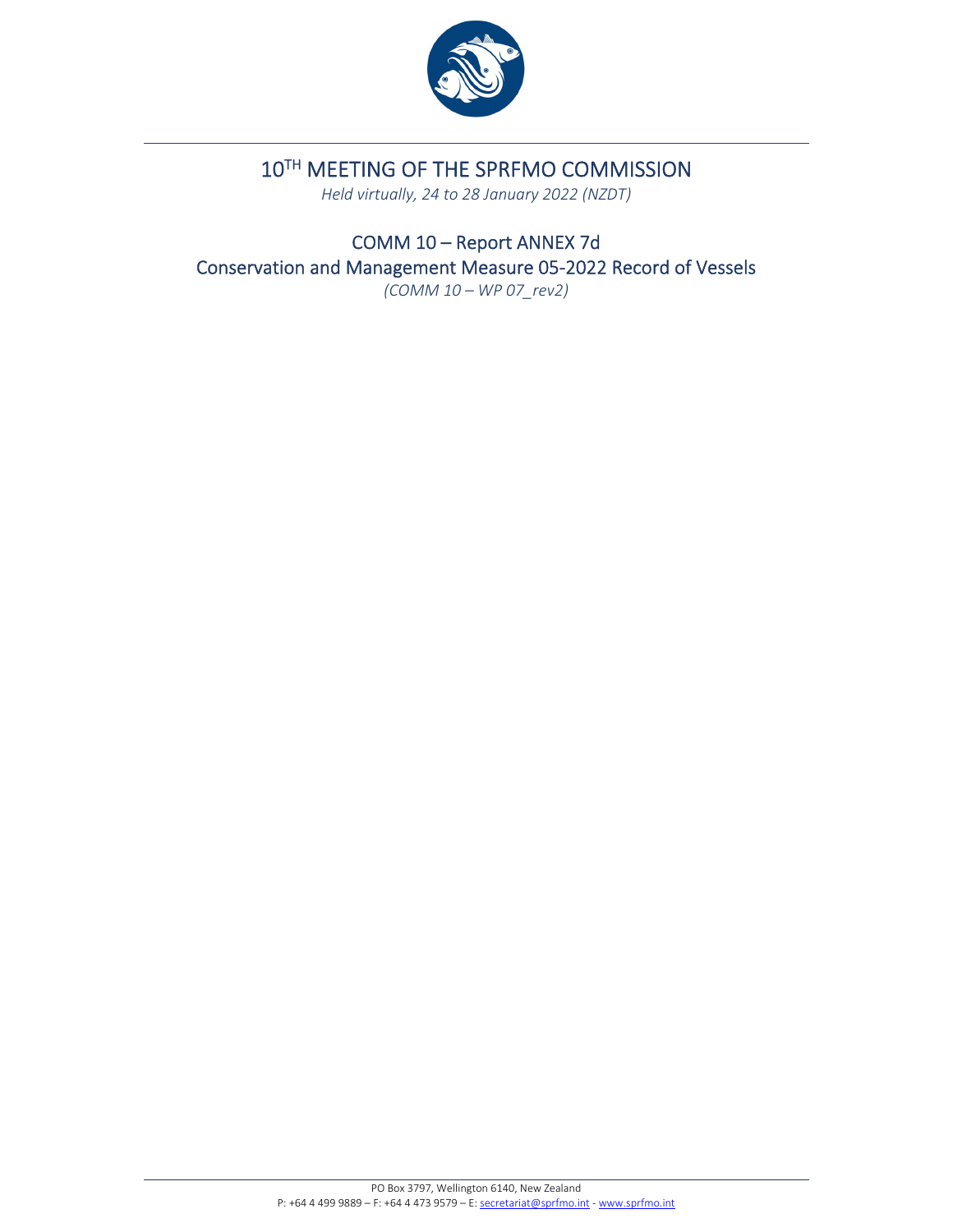# 10[TH] MEETING OF THE SPRFMO COMMISSION

*Held virtually, 24 to 28 January 2022 (NZDT)*

## COMM 10 – Report ANNEX 7d
## Conservation and Management Measure 05-2022 Record of Vessels

*(COMM 10 – WP 07_rev2)*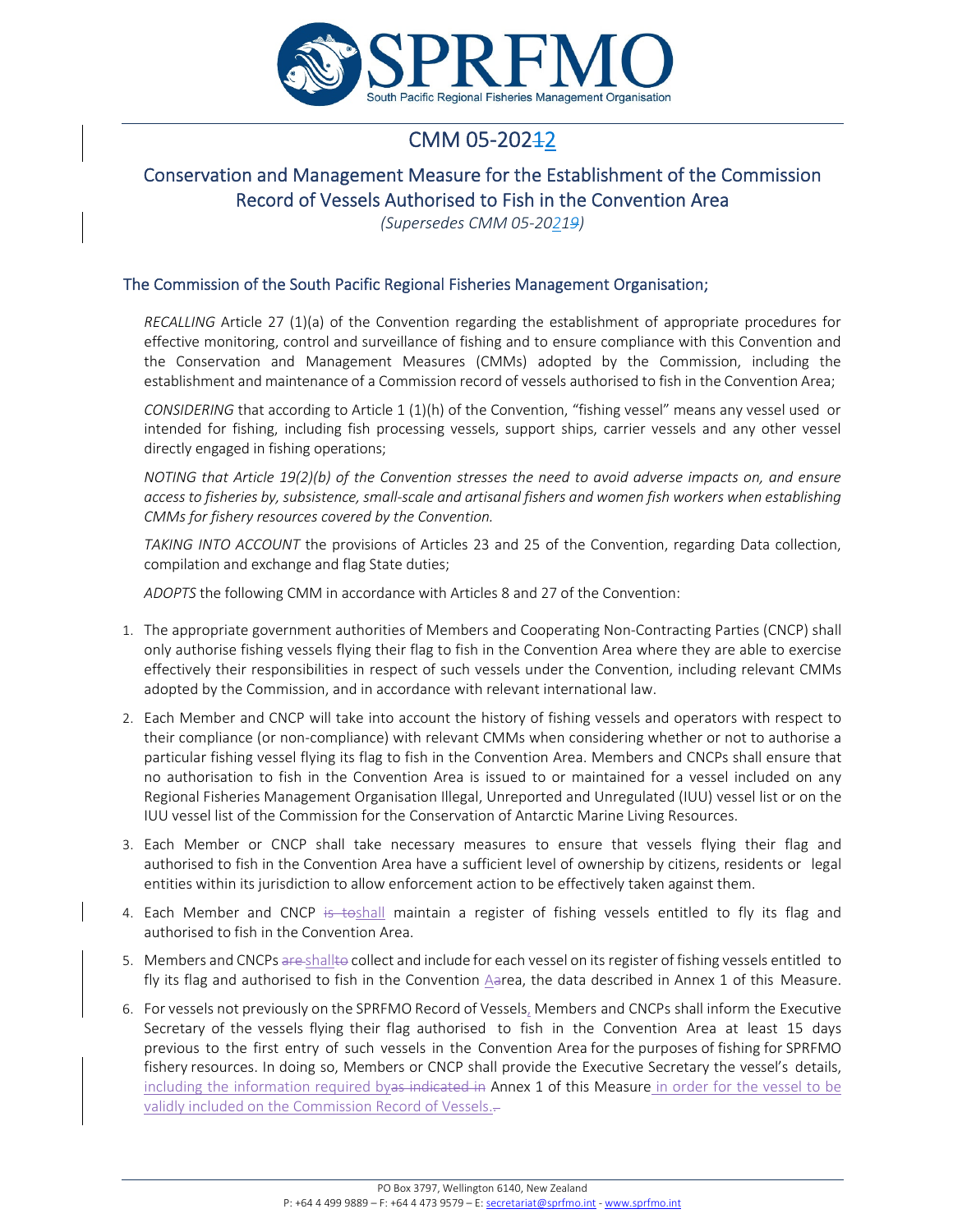# CMM 05-202~~1~~2

## Conservation and Management Measure for the Establishment of the Commission Record of Vessels Authorised to Fish in the Convention Area

*(Supersedes CMM 05-2021~~9~~)*

### The Commission of the South Pacific Regional Fisheries Management Organisation;

*RECALLING* Article 27 (1)(a) of the Convention regarding the establishment of appropriate procedures for effective monitoring, control and surveillance of fishing and to ensure compliance with this Convention and the Conservation and Management Measures (CMMs) adopted by the Commission, including the establishment and maintenance of a Commission record of vessels authorised to fish in the Convention Area;

*CONSIDERING* that according to Article 1 (1)(h) of the Convention, "fishing vessel" means any vessel used or intended for fishing, including fish processing vessels, support ships, carrier vessels and any other vessel directly engaged in fishing operations;

*NOTING that Article 19(2)(b) of the Convention stresses the need to avoid adverse impacts on, and ensure access to fisheries by, subsistence, small-scale and artisanal fishers and women fish workers when establishing CMMs for fishery resources covered by the Convention.*

*TAKING INTO ACCOUNT* the provisions of Articles 23 and 25 of the Convention, regarding Data collection, compilation and exchange and flag State duties;

*ADOPTS* the following CMM in accordance with Articles 8 and 27 of the Convention:

1. The appropriate government authorities of Members and Cooperating Non-Contracting Parties (CNCP) shall only authorise fishing vessels flying their flag to fish in the Convention Area where they are able to exercise effectively their responsibilities in respect of such vessels under the Convention, including relevant CMMs adopted by the Commission, and in accordance with relevant international law.
2. Each Member and CNCP will take into account the history of fishing vessels and operators with respect to their compliance (or non-compliance) with relevant CMMs when considering whether or not to authorise a particular fishing vessel flying its flag to fish in the Convention Area. Members and CNCPs shall ensure that no authorisation to fish in the Convention Area is issued to or maintained for a vessel included on any Regional Fisheries Management Organisation Illegal, Unreported and Unregulated (IUU) vessel list or on the IUU vessel list of the Commission for the Conservation of Antarctic Marine Living Resources.
3. Each Member or CNCP shall take necessary measures to ensure that vessels flying their flag and authorised to fish in the Convention Area have a sufficient level of ownership by citizens, residents or legal entities within its jurisdiction to allow enforcement action to be effectively taken against them.
4. Each Member and CNCP ~~is to~~shall maintain a register of fishing vessels entitled to fly its flag and authorised to fish in the Convention Area.
5. Members and CNCPs ~~are~~ shall~~to~~ collect and include for each vessel on its register of fishing vessels entitled to fly its flag and authorised to fish in the Convention A~~a~~rea, the data described in Annex 1 of this Measure.
6. For vessels not previously on the SPRFMO Record of Vessels, Members and CNCPs shall inform the Executive Secretary of the vessels flying their flag authorised to fish in the Convention Area at least 15 days previous to the first entry of such vessels in the Convention Area for the purposes of fishing for SPRFMO fishery resources. In doing so, Members or CNCP shall provide the Executive Secretary the vessel's details, including the information required by~~as indicated in~~ Annex 1 of this Measure in order for the vessel to be validly included on the Commission Record of Vessels.~~.~~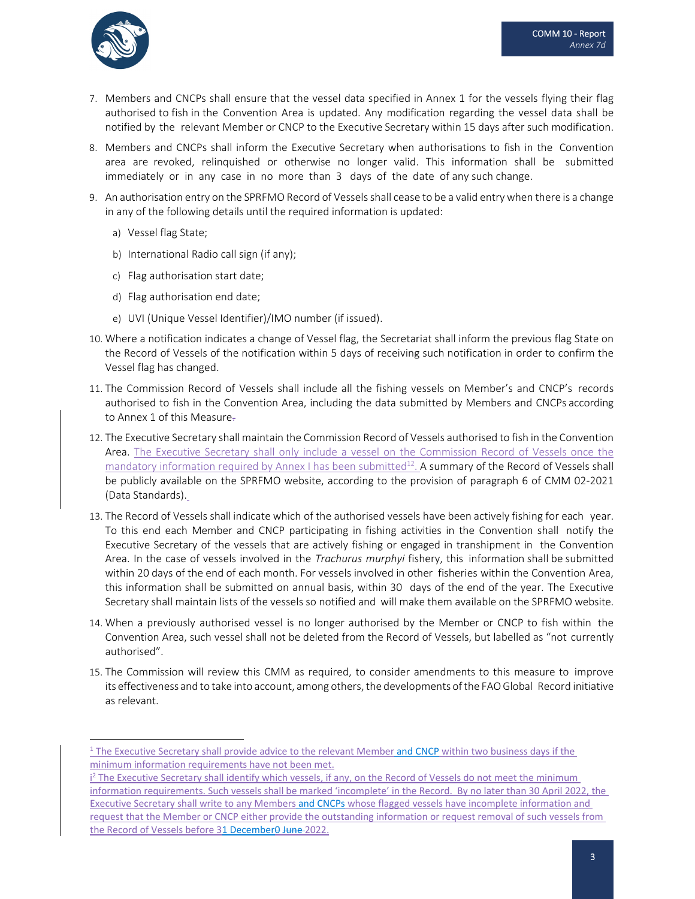7. Members and CNCPs shall ensure that the vessel data specified in Annex 1 for the vessels flying their flag authorised to fish in the Convention Area is updated. Any modification regarding the vessel data shall be notified by the relevant Member or CNCP to the Executive Secretary within 15 days after such modification.

8. Members and CNCPs shall inform the Executive Secretary when authorisations to fish in the Convention area are revoked, relinquished or otherwise no longer valid. This information shall be submitted immediately or in any case in no more than 3 days of the date of any such change.

9. An authorisation entry on the SPRFMO Record of Vessels shall cease to be a valid entry when there is a change in any of the following details until the required information is updated:

   a) Vessel flag State;

   b) International Radio call sign (if any);

   c) Flag authorisation start date;

   d) Flag authorisation end date;

   e) UVI (Unique Vessel Identifier)/IMO number (if issued).

10. Where a notification indicates a change of Vessel flag, the Secretariat shall inform the previous flag State on the Record of Vessels of the notification within 5 days of receiving such notification in order to confirm the Vessel flag has changed.

11. The Commission Record of Vessels shall include all the fishing vessels on Member's and CNCP's records authorised to fish in the Convention Area, including the data submitted by Members and CNCPs according to Annex 1 of this Measure.

12. The Executive Secretary shall maintain the Commission Record of Vessels authorised to fish in the Convention Area. The Executive Secretary shall only include a vessel on the Commission Record of Vessels once the mandatory information required by Annex I has been submitted[1,2]. A summary of the Record of Vessels shall be publicly available on the SPRFMO website, according to the provision of paragraph 6 of CMM 02-2021 (Data Standards).

13. The Record of Vessels shall indicate which of the authorised vessels have been actively fishing for each year. To this end each Member and CNCP participating in fishing activities in the Convention shall notify the Executive Secretary of the vessels that are actively fishing or engaged in transhipment in the Convention Area. In the case of vessels involved in the *Trachurus murphyi* fishery, this information shall be submitted within 20 days of the end of each month. For vessels involved in other fisheries within the Convention Area, this information shall be submitted on annual basis, within 30 days of the end of the year. The Executive Secretary shall maintain lists of the vessels so notified and will make them available on the SPRFMO website.

14. When a previously authorised vessel is no longer authorised by the Member or CNCP to fish within the Convention Area, such vessel shall not be deleted from the Record of Vessels, but labelled as "not currently authorised".

15. The Commission will review this CMM as required, to consider amendments to this measure to improve its effectiveness and to take into account, among others, the developments of the FAO Global Record initiative as relevant.

---

[1] The Executive Secretary shall provide advice to the relevant Member and CNCP within two business days if the minimum information requirements have not been met.

[2] The Executive Secretary shall identify which vessels, if any, on the Record of Vessels do not meet the minimum information requirements. Such vessels shall be marked 'incomplete' in the Record. By no later than 30 April 2022, the Executive Secretary shall write to any Members and CNCPs whose flagged vessels have incomplete information and request that the Member or CNCP either provide the outstanding information or request removal of such vessels from the Record of Vessels before 31 December ~~0 June~~ 2022.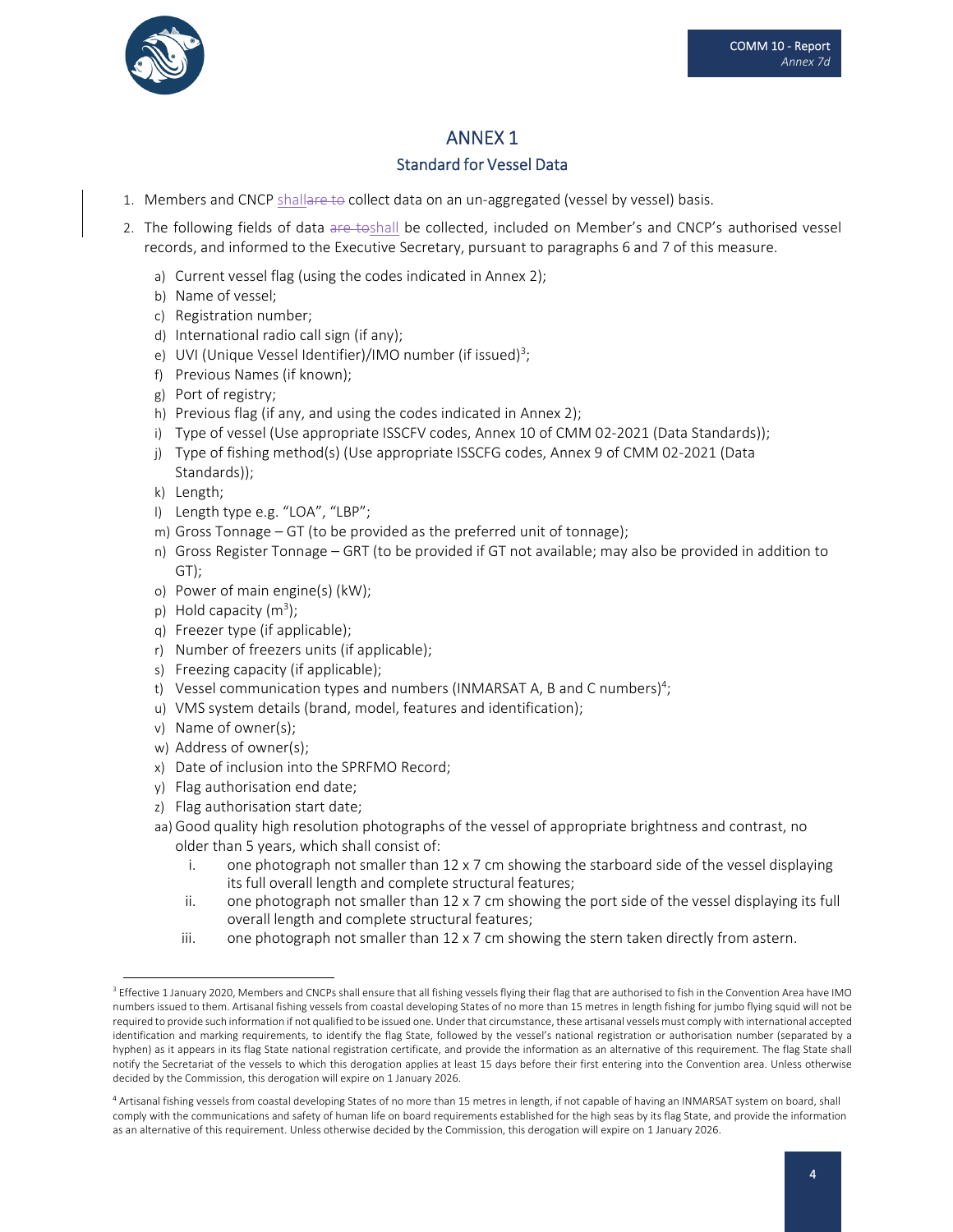# ANNEX 1

## Standard for Vessel Data

1. Members and CNCP shall~~are to~~ collect data on an un-aggregated (vessel by vessel) basis.
2. The following fields of data ~~are to~~shall be collected, included on Member's and CNCP's authorised vessel records, and informed to the Executive Secretary, pursuant to paragraphs 6 and 7 of this measure.
   a) Current vessel flag (using the codes indicated in Annex 2);
   b) Name of vessel;
   c) Registration number;
   d) International radio call sign (if any);
   e) UVI (Unique Vessel Identifier)/IMO number (if issued)[3];
   f) Previous Names (if known);
   g) Port of registry;
   h) Previous flag (if any, and using the codes indicated in Annex 2);
   i) Type of vessel (Use appropriate ISSCFV codes, Annex 10 of CMM 02-2021 (Data Standards));
   j) Type of fishing method(s) (Use appropriate ISSCFG codes, Annex 9 of CMM 02-2021 (Data Standards));
   k) Length;
   l) Length type e.g. "LOA", "LBP";
   m) Gross Tonnage – GT (to be provided as the preferred unit of tonnage);
   n) Gross Register Tonnage – GRT (to be provided if GT not available; may also be provided in addition to GT);
   o) Power of main engine(s) (kW);
   p) Hold capacity ($m^3$);
   q) Freezer type (if applicable);
   r) Number of freezers units (if applicable);
   s) Freezing capacity (if applicable);
   t) Vessel communication types and numbers (INMARSAT A, B and C numbers)[4];
   u) VMS system details (brand, model, features and identification);
   v) Name of owner(s);
   w) Address of owner(s);
   x) Date of inclusion into the SPRFMO Record;
   y) Flag authorisation end date;
   z) Flag authorisation start date;
   aa) Good quality high resolution photographs of the vessel of appropriate brightness and contrast, no older than 5 years, which shall consist of:
      i. one photograph not smaller than 12 x 7 cm showing the starboard side of the vessel displaying its full overall length and complete structural features;
      ii. one photograph not smaller than 12 x 7 cm showing the port side of the vessel displaying its full overall length and complete structural features;
      iii. one photograph not smaller than 12 x 7 cm showing the stern taken directly from astern.

---

[3] Effective 1 January 2020, Members and CNCPs shall ensure that all fishing vessels flying their flag that are authorised to fish in the Convention Area have IMO numbers issued to them. Artisanal fishing vessels from coastal developing States of no more than 15 metres in length fishing for jumbo flying squid will not be required to provide such information if not qualified to be issued one. Under that circumstance, these artisanal vessels must comply with international accepted identification and marking requirements, to identify the flag State, followed by the vessel's national registration or authorisation number (separated by a hyphen) as it appears in its flag State national registration certificate, and provide the information as an alternative of this requirement. The flag State shall notify the Secretariat of the vessels to which this derogation applies at least 15 days before their first entering into the Convention area. Unless otherwise decided by the Commission, this derogation will expire on 1 January 2026.

[4] Artisanal fishing vessels from coastal developing States of no more than 15 metres in length, if not capable of having an INMARSAT system on board, shall comply with the communications and safety of human life on board requirements established for the high seas by its flag State, and provide the information as an alternative of this requirement. Unless otherwise decided by the Commission, this derogation will expire on 1 January 2026.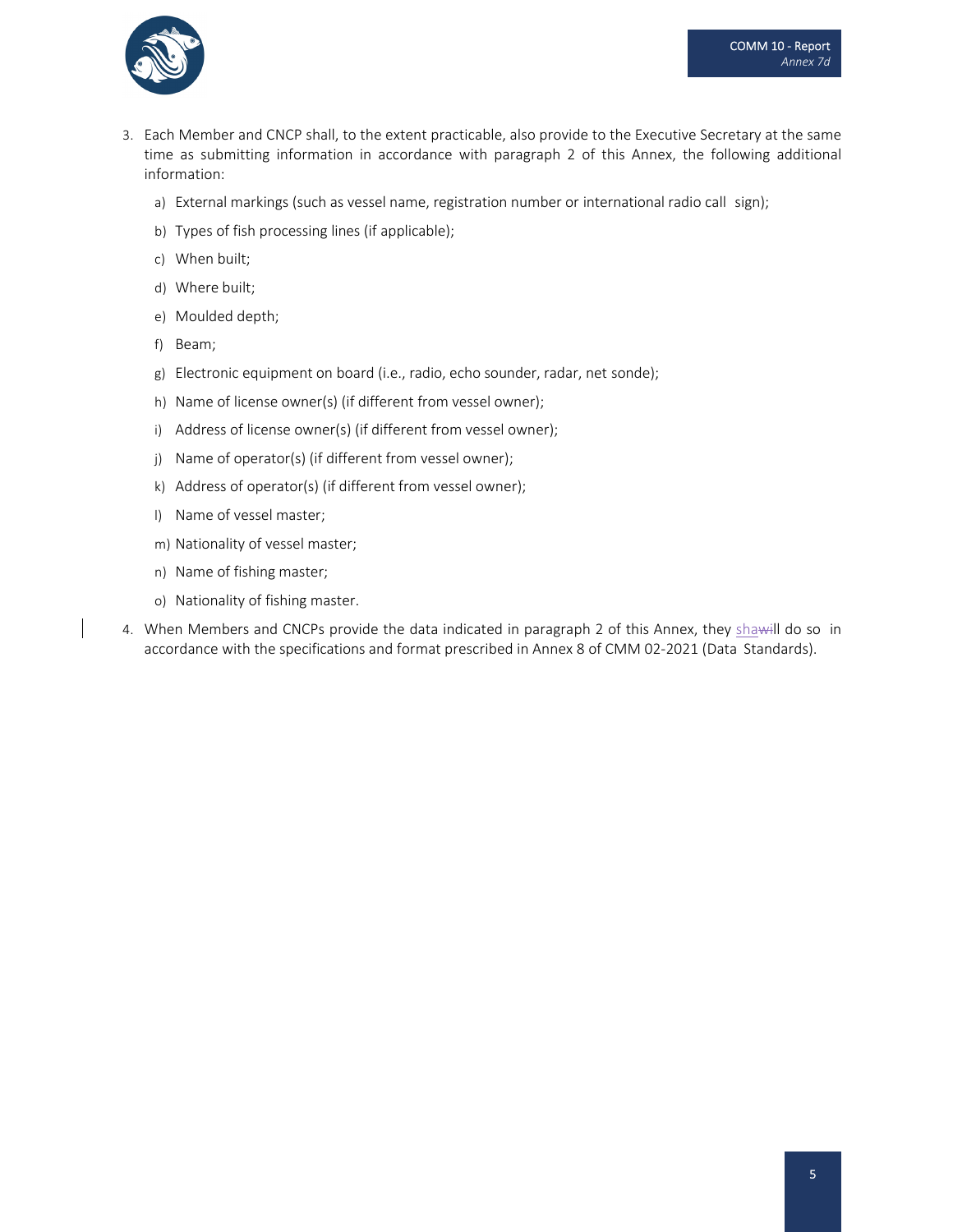3. Each Member and CNCP shall, to the extent practicable, also provide to the Executive Secretary at the same time as submitting information in accordance with paragraph 2 of this Annex, the following additional information:

   a) External markings (such as vessel name, registration number or international radio call sign);

   b) Types of fish processing lines (if applicable);

   c) When built;

   d) Where built;

   e) Moulded depth;

   f) Beam;

   g) Electronic equipment on board (i.e., radio, echo sounder, radar, net sonde);

   h) Name of license owner(s) (if different from vessel owner);

   i) Address of license owner(s) (if different from vessel owner);

   j) Name of operator(s) (if different from vessel owner);

   k) Address of operator(s) (if different from vessel owner);

   l) Name of vessel master;

   m) Nationality of vessel master;

   n) Name of fishing master;

   o) Nationality of fishing master.

4. When Members and CNCPs provide the data indicated in paragraph 2 of this Annex, they <ins>sha</ins>~~wi~~ll do so in accordance with the specifications and format prescribed in Annex 8 of CMM 02-2021 (Data Standards).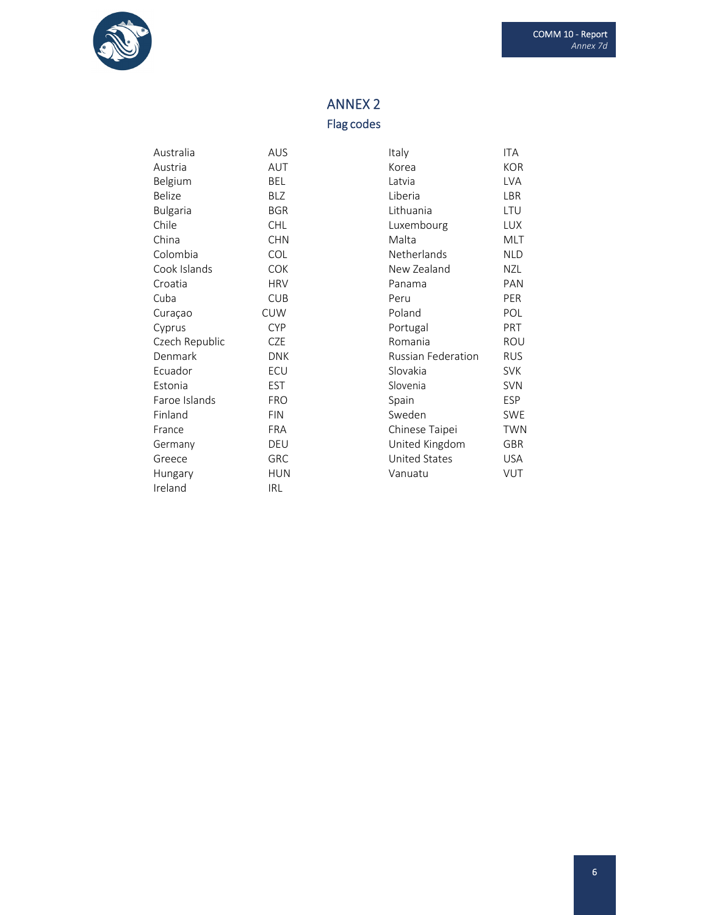# ANNEX 2

## Flag codes

| | | | |
|---|---|---|---|
| Australia | AUS | Italy | ITA |
| Austria | AUT | Korea | KOR |
| Belgium | BEL | Latvia | LVA |
| Belize | BLZ | Liberia | LBR |
| Bulgaria | BGR | Lithuania | LTU |
| Chile | CHL | Luxembourg | LUX |
| China | CHN | Malta | MLT |
| Colombia | COL | Netherlands | NLD |
| Cook Islands | COK | New Zealand | NZL |
| Croatia | HRV | Panama | PAN |
| Cuba | CUB | Peru | PER |
| Curaçao | CUW | Poland | POL |
| Cyprus | CYP | Portugal | PRT |
| Czech Republic | CZE | Romania | ROU |
| Denmark | DNK | Russian Federation | RUS |
| Ecuador | ECU | Slovakia | SVK |
| Estonia | EST | Slovenia | SVN |
| Faroe Islands | FRO | Spain | ESP |
| Finland | FIN | Sweden | SWE |
| France | FRA | Chinese Taipei | TWN |
| Germany | DEU | United Kingdom | GBR |
| Greece | GRC | United States | USA |
| Hungary | HUN | Vanuatu | VUT |
| Ireland | IRL | | |